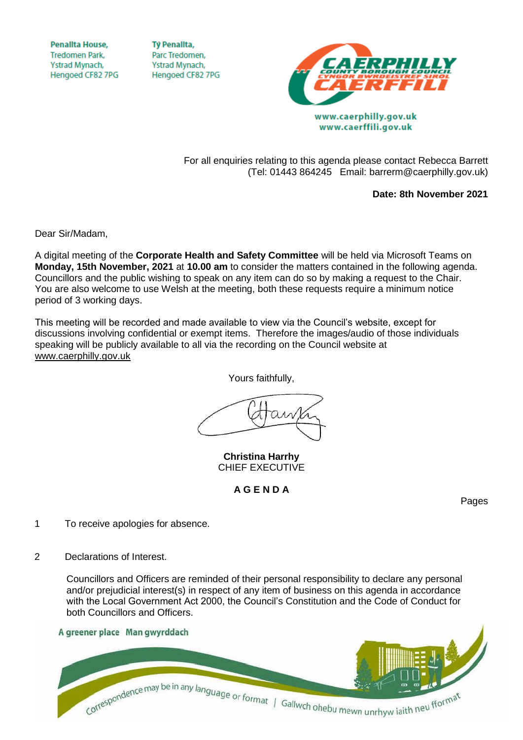Penallta House,
Tredomen Park,
Ystrad Mynach,
Hengoed CF82 7PG

Tŷ Penallta,
Parc Tredomen,
Ystrad Mynach,
Hengoed CF82 7PG

www.caerphilly.gov.uk
www.caerffili.gov.uk

For all enquiries relating to this agenda please contact Rebecca Barrett
(Tel: 01443 864245 Email: barrerm@caerphilly.gov.uk)

**Date: 8th November 2021**

Dear Sir/Madam,

A digital meeting of the **Corporate Health and Safety Committee** will be held via Microsoft Teams on **Monday, 15th November, 2021** at **10.00 am** to consider the matters contained in the following agenda. Councillors and the public wishing to speak on any item can do so by making a request to the Chair. You are also welcome to use Welsh at the meeting, both these requests require a minimum notice period of 3 working days.

This meeting will be recorded and made available to view via the Council's website, except for discussions involving confidential or exempt items. Therefore the images/audio of those individuals speaking will be publicly available to all via the recording on the Council website at www.caerphilly.gov.uk

Yours faithfully,

**Christina Harrhy**
CHIEF EXECUTIVE

**A G E N D A**

Pages

1 To receive apologies for absence.

2 Declarations of Interest.

Councillors and Officers are reminded of their personal responsibility to declare any personal and/or prejudicial interest(s) in respect of any item of business on this agenda in accordance with the Local Government Act 2000, the Council's Constitution and the Code of Conduct for both Councillors and Officers.

A greener place Man gwyrddach

Correspondence may be in any language or format | Gallwch ohebu mewn unrhyw iaith neu fformat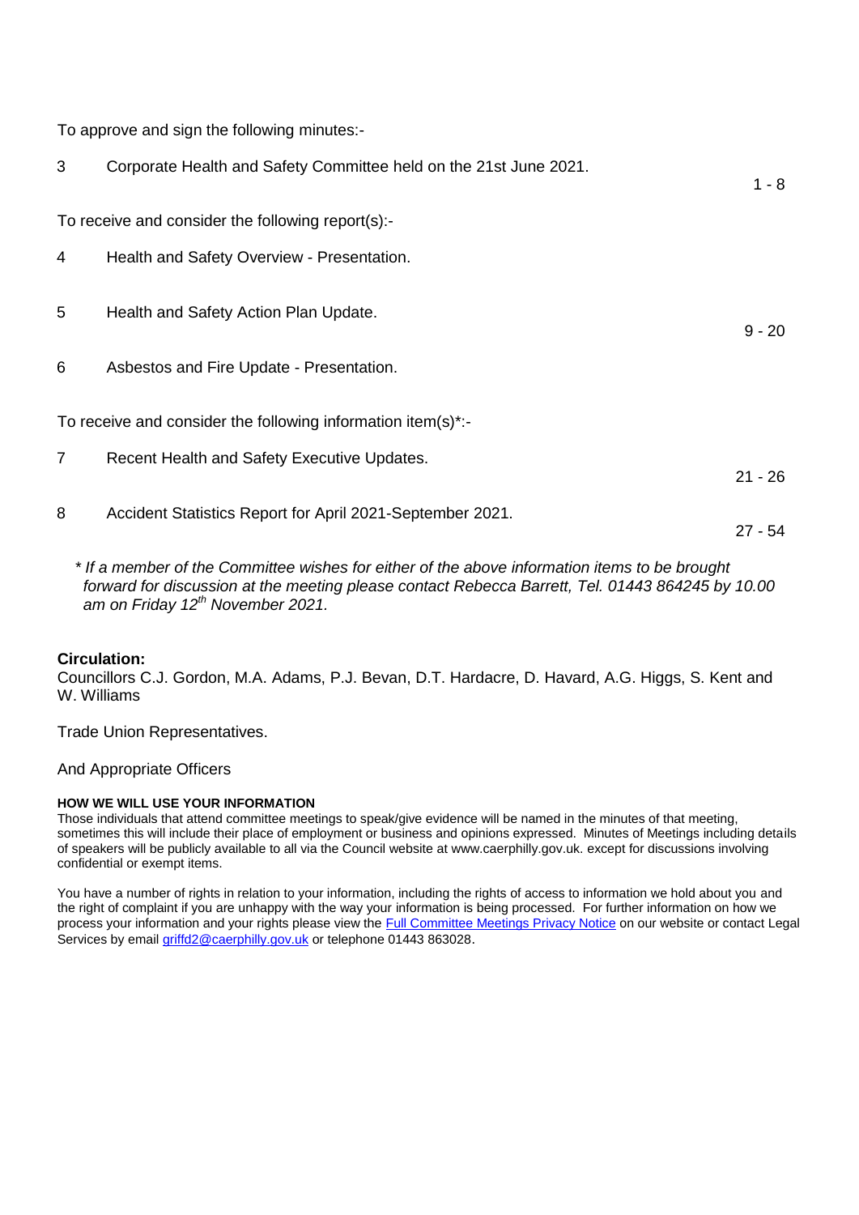To approve and sign the following minutes:-

| | | |
|---|---|---|
| 3 | Corporate Health and Safety Committee held on the 21st June 2021. | 1 - 8 |

To receive and consider the following report(s):-

| | | |
|---|---|---|
| 4 | Health and Safety Overview - Presentation. | |
| 5 | Health and Safety Action Plan Update. | 9 - 20 |
| 6 | Asbestos and Fire Update - Presentation. | |

To receive and consider the following information item(s)*:-

| | | |
|---|---|---|
| 7 | Recent Health and Safety Executive Updates. | 21 - 26 |
| 8 | Accident Statistics Report for April 2021-September 2021. | 27 - 54 |

*\* If a member of the Committee wishes for either of the above information items to be brought forward for discussion at the meeting please contact Rebecca Barrett, Tel. 01443 864245 by 10.00 am on Friday 12th November 2021.*

**Circulation:**
Councillors C.J. Gordon, M.A. Adams, P.J. Bevan, D.T. Hardacre, D. Havard, A.G. Higgs, S. Kent and W. Williams

Trade Union Representatives.

And Appropriate Officers

**HOW WE WILL USE YOUR INFORMATION**
Those individuals that attend committee meetings to speak/give evidence will be named in the minutes of that meeting, sometimes this will include their place of employment or business and opinions expressed. Minutes of Meetings including details of speakers will be publicly available to all via the Council website at www.caerphilly.gov.uk. except for discussions involving confidential or exempt items.

You have a number of rights in relation to your information, including the rights of access to information we hold about you and the right of complaint if you are unhappy with the way your information is being processed. For further information on how we process your information and your rights please view the Full Committee Meetings Privacy Notice on our website or contact Legal Services by email griffd2@caerphilly.gov.uk or telephone 01443 863028.